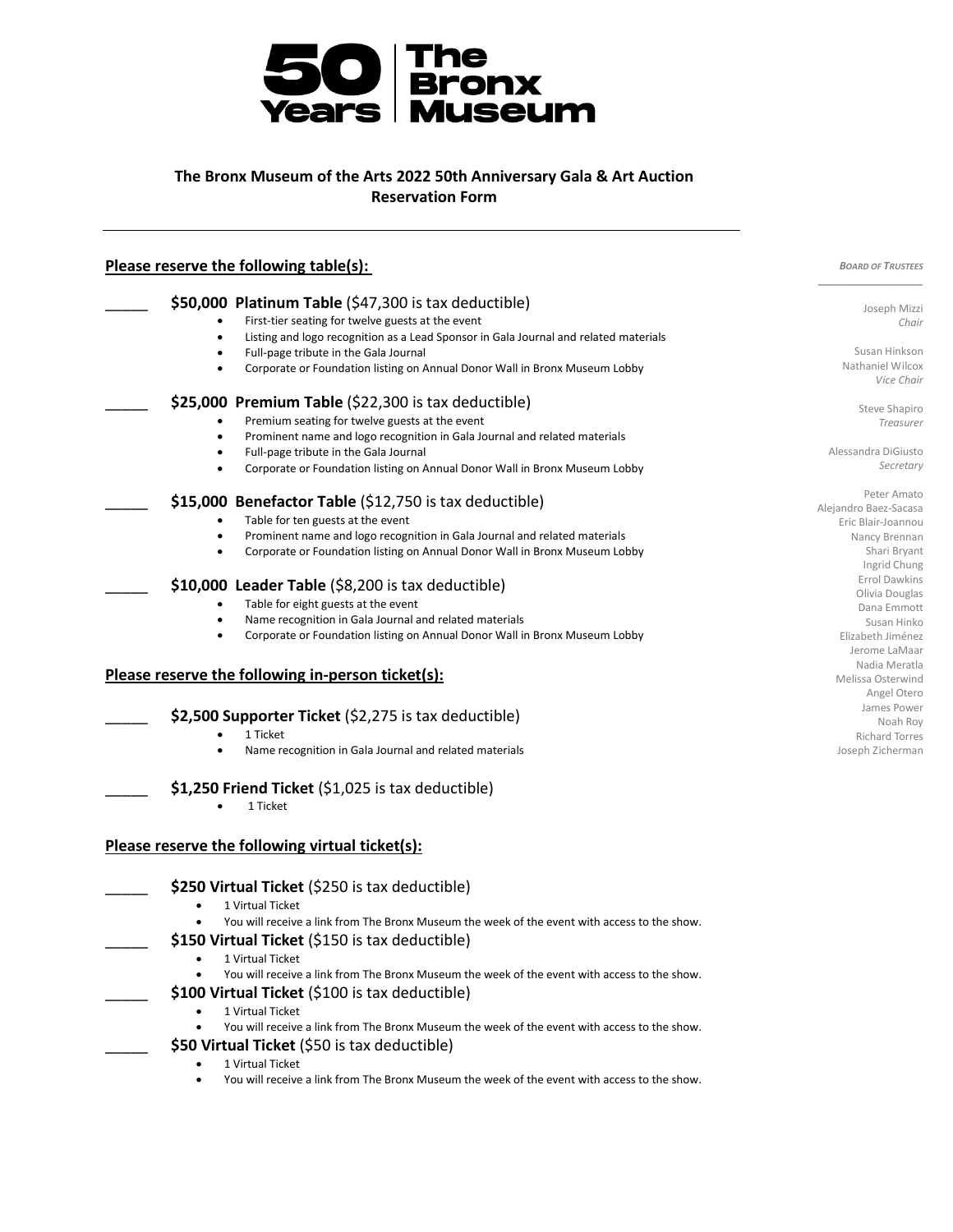# 50 Years | The Bronx Museum

## The Bronx Museum of the Arts 2022 50th Anniversary Gala & Art Auction Reservation Form

---

### Please reserve the following table(s):

_____ **$50,000 Platinum Table** ($47,300 is tax deductible)
- First-tier seating for twelve guests at the event
- Listing and logo recognition as a Lead Sponsor in Gala Journal and related materials
- Full-page tribute in the Gala Journal
- Corporate or Foundation listing on Annual Donor Wall in Bronx Museum Lobby

_____ **$25,000 Premium Table** ($22,300 is tax deductible)
- Premium seating for twelve guests at the event
- Prominent name and logo recognition in Gala Journal and related materials
- Full-page tribute in the Gala Journal
- Corporate or Foundation listing on Annual Donor Wall in Bronx Museum Lobby

_____ **$15,000 Benefactor Table** ($12,750 is tax deductible)
- Table for ten guests at the event
- Prominent name and logo recognition in Gala Journal and related materials
- Corporate or Foundation listing on Annual Donor Wall in Bronx Museum Lobby

_____ **$10,000 Leader Table** ($8,200 is tax deductible)
- Table for eight guests at the event
- Name recognition in Gala Journal and related materials
- Corporate or Foundation listing on Annual Donor Wall in Bronx Museum Lobby

### Please reserve the following in-person ticket(s):

_____ **$2,500 Supporter Ticket** ($2,275 is tax deductible)
- 1 Ticket
- Name recognition in Gala Journal and related materials

_____ **$1,250 Friend Ticket** ($1,025 is tax deductible)
- 1 Ticket

### Please reserve the following virtual ticket(s):

_____ **$250 Virtual Ticket** ($250 is tax deductible)
- 1 Virtual Ticket
- You will receive a link from The Bronx Museum the week of the event with access to the show.

_____ **$150 Virtual Ticket** ($150 is tax deductible)
- 1 Virtual Ticket
- You will receive a link from The Bronx Museum the week of the event with access to the show.

_____ **$100 Virtual Ticket** ($100 is tax deductible)
- 1 Virtual Ticket
- You will receive a link from The Bronx Museum the week of the event with access to the show.

_____ **$50 Virtual Ticket** ($50 is tax deductible)
- 1 Virtual Ticket
- You will receive a link from The Bronx Museum the week of the event with access to the show.

---

***Board of Trustees***

Joseph Mizzi
*Chair*

Susan Hinkson
Nathaniel Wilcox
*Vice Chair*

Steve Shapiro
*Treasurer*

Alessandra DiGiusto
*Secretary*

Peter Amato
Alejandro Baez-Sacasa
Eric Blair-Joannou
Nancy Brennan
Shari Bryant
Ingrid Chung
Errol Dawkins
Olivia Douglas
Dana Emmott
Susan Hinko
Elizabeth Jiménez
Jerome LaMaar
Nadia Meratla
Melissa Osterwind
Angel Otero
James Power
Noah Roy
Richard Torres
Joseph Zicherman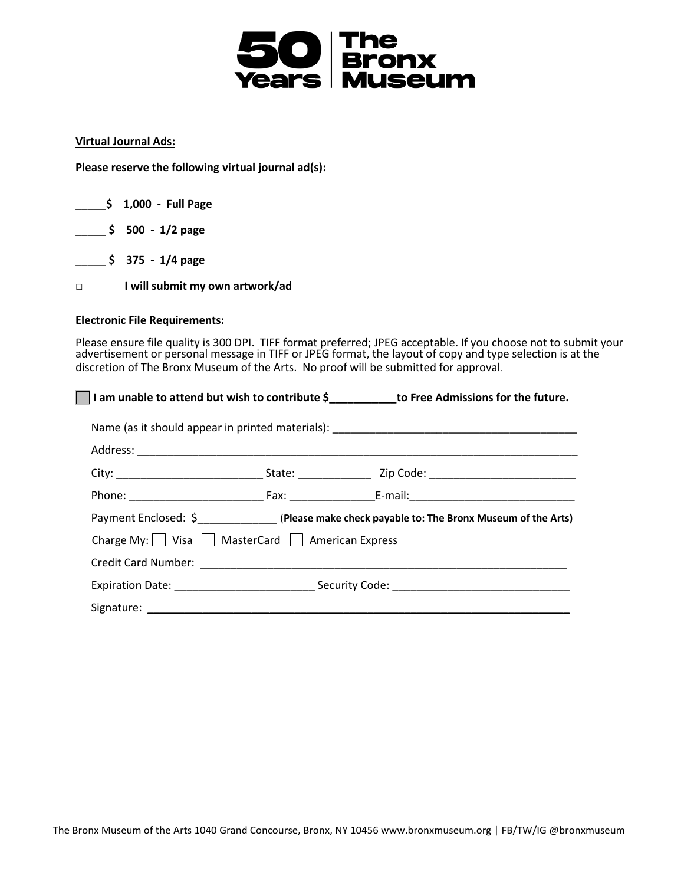50 Years | The Bronx Museum

**Virtual Journal Ads:**

**Please reserve the following virtual journal ad(s):**

_____**$ 1,000 - Full Page**

_____ **$ 500 - 1/2 page**

_____ **$ 375 - 1/4 page**

□ **I will submit my own artwork/ad**

**Electronic File Requirements:**

Please ensure file quality is 300 DPI. TIFF format preferred; JPEG acceptable. If you choose not to submit your advertisement or personal message in TIFF or JPEG format, the layout of copy and type selection is at the discretion of The Bronx Museum of the Arts. No proof will be submitted for approval.

☐ **I am unable to attend but wish to contribute $___________to Free Admissions for the future.**

Name (as it should appear in printed materials): ________________________________________

Address: ___________________________________________________________________________

City: ________________________ State: ____________ Zip Code: ________________________

Phone: ______________________ Fax: ______________E-mail:___________________________

Payment Enclosed: $_____________ (**Please make check payable to: The Bronx Museum of the Arts)**

Charge My: ☐ Visa ☐ MasterCard ☐ American Express

Credit Card Number: ______________________________________________________________

Expiration Date: ______________________ Security Code: ____________________________

Signature: ________________________________________________________________________

The Bronx Museum of the Arts 1040 Grand Concourse, Bronx, NY 10456 www.bronxmuseum.org | FB/TW/IG @bronxmuseum